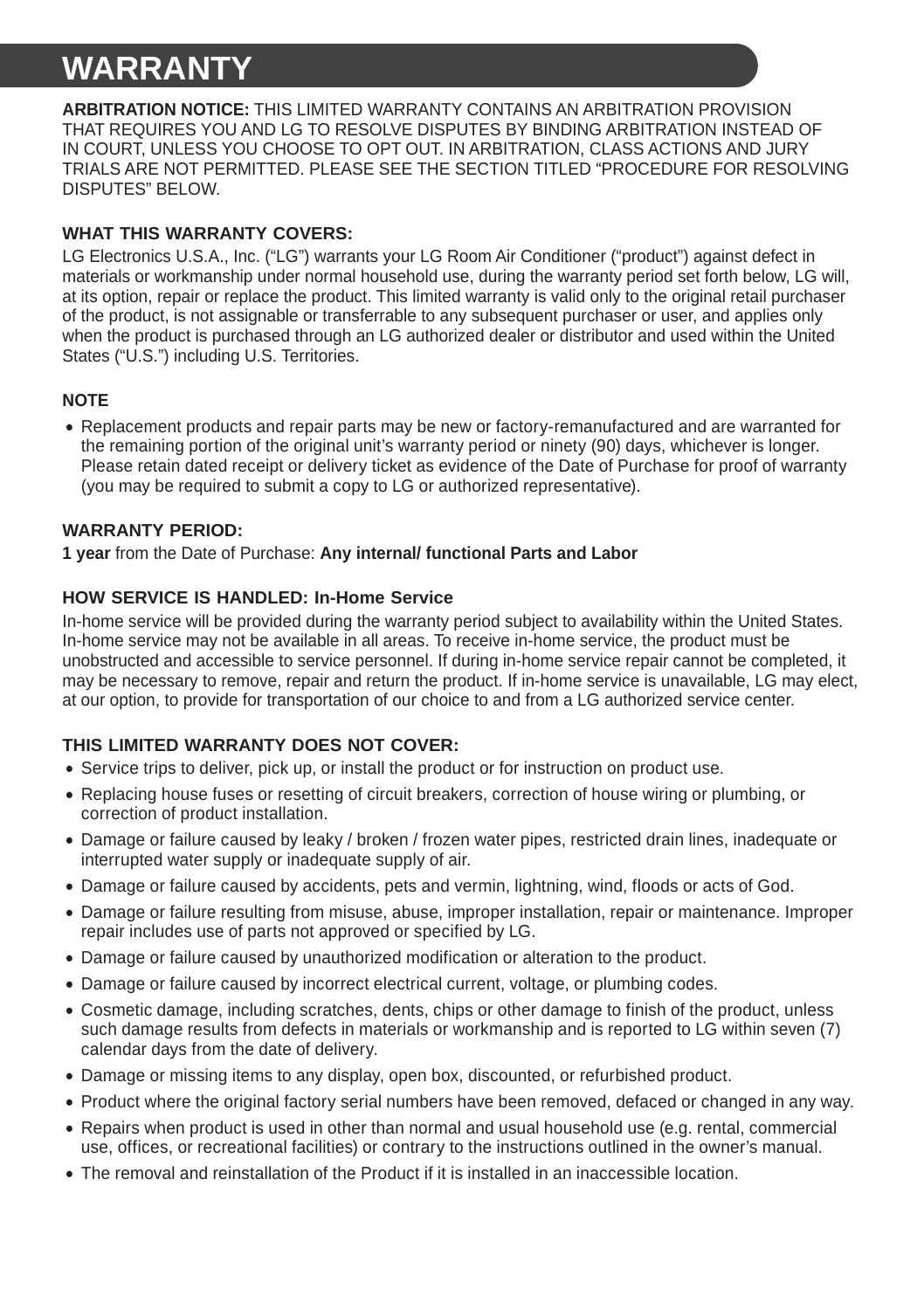# WARRANTY

**ARBITRATION NOTICE:** THIS LIMITED WARRANTY CONTAINS AN ARBITRATION PROVISION THAT REQUIRES YOU AND LG TO RESOLVE DISPUTES BY BINDING ARBITRATION INSTEAD OF IN COURT, UNLESS YOU CHOOSE TO OPT OUT. IN ARBITRATION, CLASS ACTIONS AND JURY TRIALS ARE NOT PERMITTED. PLEASE SEE THE SECTION TITLED "PROCEDURE FOR RESOLVING DISPUTES" BELOW.

### WHAT THIS WARRANTY COVERS:

LG Electronics U.S.A., Inc. ("LG") warrants your LG Room Air Conditioner ("product") against defect in materials or workmanship under normal household use, during the warranty period set forth below, LG will, at its option, repair or replace the product. This limited warranty is valid only to the original retail purchaser of the product, is not assignable or transferrable to any subsequent purchaser or user, and applies only when the product is purchased through an LG authorized dealer or distributor and used within the United States ("U.S.") including U.S. Territories.

### NOTE

- Replacement products and repair parts may be new or factory-remanufactured and are warranted for the remaining portion of the original unit's warranty period or ninety (90) days, whichever is longer. Please retain dated receipt or delivery ticket as evidence of the Date of Purchase for proof of warranty (you may be required to submit a copy to LG or authorized representative).

### WARRANTY PERIOD:

**1 year** from the Date of Purchase: **Any internal/ functional Parts and Labor**

### HOW SERVICE IS HANDLED: In-Home Service

In-home service will be provided during the warranty period subject to availability within the United States. In-home service may not be available in all areas. To receive in-home service, the product must be unobstructed and accessible to service personnel. If during in-home service repair cannot be completed, it may be necessary to remove, repair and return the product. If in-home service is unavailable, LG may elect, at our option, to provide for transportation of our choice to and from a LG authorized service center.

### THIS LIMITED WARRANTY DOES NOT COVER:

- Service trips to deliver, pick up, or install the product or for instruction on product use.
- Replacing house fuses or resetting of circuit breakers, correction of house wiring or plumbing, or correction of product installation.
- Damage or failure caused by leaky / broken / frozen water pipes, restricted drain lines, inadequate or interrupted water supply or inadequate supply of air.
- Damage or failure caused by accidents, pets and vermin, lightning, wind, floods or acts of God.
- Damage or failure resulting from misuse, abuse, improper installation, repair or maintenance. Improper repair includes use of parts not approved or specified by LG.
- Damage or failure caused by unauthorized modification or alteration to the product.
- Damage or failure caused by incorrect electrical current, voltage, or plumbing codes.
- Cosmetic damage, including scratches, dents, chips or other damage to finish of the product, unless such damage results from defects in materials or workmanship and is reported to LG within seven (7) calendar days from the date of delivery.
- Damage or missing items to any display, open box, discounted, or refurbished product.
- Product where the original factory serial numbers have been removed, defaced or changed in any way.
- Repairs when product is used in other than normal and usual household use (e.g. rental, commercial use, offices, or recreational facilities) or contrary to the instructions outlined in the owner's manual.
- The removal and reinstallation of the Product if it is installed in an inaccessible location.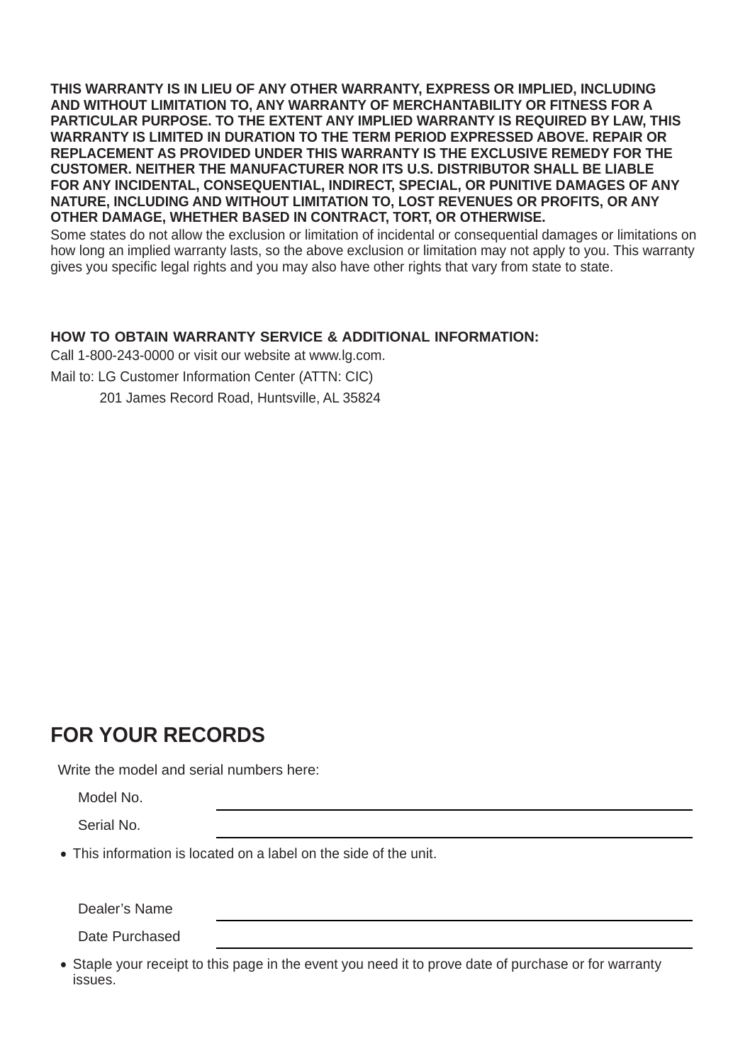**THIS WARRANTY IS IN LIEU OF ANY OTHER WARRANTY, EXPRESS OR IMPLIED, INCLUDING AND WITHOUT LIMITATION TO, ANY WARRANTY OF MERCHANTABILITY OR FITNESS FOR A PARTICULAR PURPOSE. TO THE EXTENT ANY IMPLIED WARRANTY IS REQUIRED BY LAW, THIS WARRANTY IS LIMITED IN DURATION TO THE TERM PERIOD EXPRESSED ABOVE. REPAIR OR REPLACEMENT AS PROVIDED UNDER THIS WARRANTY IS THE EXCLUSIVE REMEDY FOR THE CUSTOMER. NEITHER THE MANUFACTURER NOR ITS U.S. DISTRIBUTOR SHALL BE LIABLE FOR ANY INCIDENTAL, CONSEQUENTIAL, INDIRECT, SPECIAL, OR PUNITIVE DAMAGES OF ANY NATURE, INCLUDING AND WITHOUT LIMITATION TO, LOST REVENUES OR PROFITS, OR ANY OTHER DAMAGE, WHETHER BASED IN CONTRACT, TORT, OR OTHERWISE.**

Some states do not allow the exclusion or limitation of incidental or consequential damages or limitations on how long an implied warranty lasts, so the above exclusion or limitation may not apply to you. This warranty gives you specific legal rights and you may also have other rights that vary from state to state.

**HOW TO OBTAIN WARRANTY SERVICE & ADDITIONAL INFORMATION:**

Call 1-800-243-0000 or visit our website at www.lg.com.

Mail to: LG Customer Information Center (ATTN: CIC)

201 James Record Road, Huntsville, AL 35824

## FOR YOUR RECORDS

Write the model and serial numbers here:

Model No. \_\_\_\_\_\_\_\_\_\_\_\_\_\_\_\_\_\_\_\_\_\_\_\_\_\_\_\_\_\_

Serial No. \_\_\_\_\_\_\_\_\_\_\_\_\_\_\_\_\_\_\_\_\_\_\_\_\_\_\_\_\_\_

- This information is located on a label on the side of the unit.

Dealer's Name \_\_\_\_\_\_\_\_\_\_\_\_\_\_\_\_\_\_\_\_\_\_\_\_\_\_\_\_\_\_

Date Purchased \_\_\_\_\_\_\_\_\_\_\_\_\_\_\_\_\_\_\_\_\_\_\_\_\_\_\_\_\_\_

- Staple your receipt to this page in the event you need it to prove date of purchase or for warranty issues.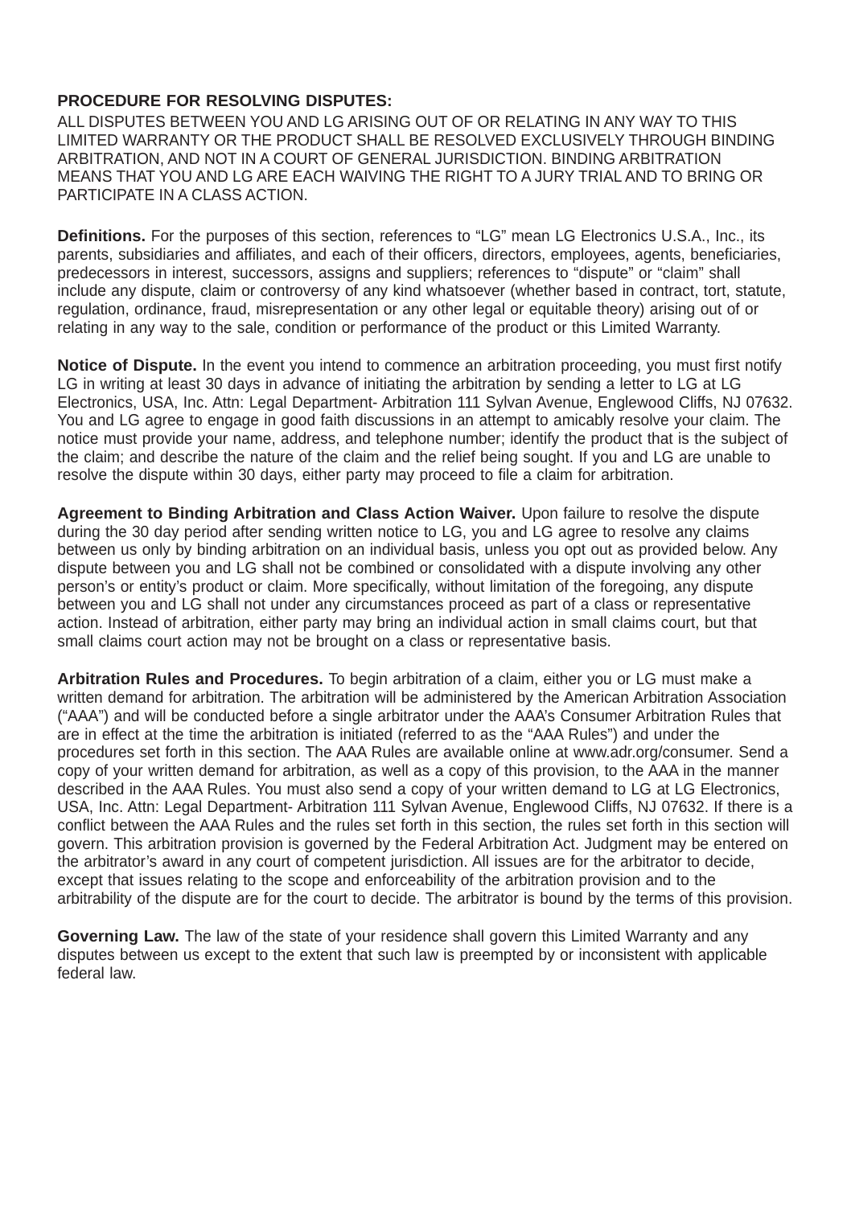**PROCEDURE FOR RESOLVING DISPUTES:**

ALL DISPUTES BETWEEN YOU AND LG ARISING OUT OF OR RELATING IN ANY WAY TO THIS LIMITED WARRANTY OR THE PRODUCT SHALL BE RESOLVED EXCLUSIVELY THROUGH BINDING ARBITRATION, AND NOT IN A COURT OF GENERAL JURISDICTION. BINDING ARBITRATION MEANS THAT YOU AND LG ARE EACH WAIVING THE RIGHT TO A JURY TRIAL AND TO BRING OR PARTICIPATE IN A CLASS ACTION.

**Definitions.** For the purposes of this section, references to “LG” mean LG Electronics U.S.A., Inc., its parents, subsidiaries and affiliates, and each of their officers, directors, employees, agents, beneficiaries, predecessors in interest, successors, assigns and suppliers; references to “dispute” or “claim” shall include any dispute, claim or controversy of any kind whatsoever (whether based in contract, tort, statute, regulation, ordinance, fraud, misrepresentation or any other legal or equitable theory) arising out of or relating in any way to the sale, condition or performance of the product or this Limited Warranty.

**Notice of Dispute.** In the event you intend to commence an arbitration proceeding, you must first notify LG in writing at least 30 days in advance of initiating the arbitration by sending a letter to LG at LG Electronics, USA, Inc. Attn: Legal Department- Arbitration 111 Sylvan Avenue, Englewood Cliffs, NJ 07632. You and LG agree to engage in good faith discussions in an attempt to amicably resolve your claim. The notice must provide your name, address, and telephone number; identify the product that is the subject of the claim; and describe the nature of the claim and the relief being sought. If you and LG are unable to resolve the dispute within 30 days, either party may proceed to file a claim for arbitration.

**Agreement to Binding Arbitration and Class Action Waiver.** Upon failure to resolve the dispute during the 30 day period after sending written notice to LG, you and LG agree to resolve any claims between us only by binding arbitration on an individual basis, unless you opt out as provided below. Any dispute between you and LG shall not be combined or consolidated with a dispute involving any other person’s or entity’s product or claim. More specifically, without limitation of the foregoing, any dispute between you and LG shall not under any circumstances proceed as part of a class or representative action. Instead of arbitration, either party may bring an individual action in small claims court, but that small claims court action may not be brought on a class or representative basis.

**Arbitration Rules and Procedures.** To begin arbitration of a claim, either you or LG must make a written demand for arbitration. The arbitration will be administered by the American Arbitration Association (“AAA”) and will be conducted before a single arbitrator under the AAA’s Consumer Arbitration Rules that are in effect at the time the arbitration is initiated (referred to as the “AAA Rules”) and under the procedures set forth in this section. The AAA Rules are available online at www.adr.org/consumer. Send a copy of your written demand for arbitration, as well as a copy of this provision, to the AAA in the manner described in the AAA Rules. You must also send a copy of your written demand to LG at LG Electronics, USA, Inc. Attn: Legal Department- Arbitration 111 Sylvan Avenue, Englewood Cliffs, NJ 07632. If there is a conflict between the AAA Rules and the rules set forth in this section, the rules set forth in this section will govern. This arbitration provision is governed by the Federal Arbitration Act. Judgment may be entered on the arbitrator’s award in any court of competent jurisdiction. All issues are for the arbitrator to decide, except that issues relating to the scope and enforceability of the arbitration provision and to the arbitrability of the dispute are for the court to decide. The arbitrator is bound by the terms of this provision.

**Governing Law.** The law of the state of your residence shall govern this Limited Warranty and any disputes between us except to the extent that such law is preempted by or inconsistent with applicable federal law.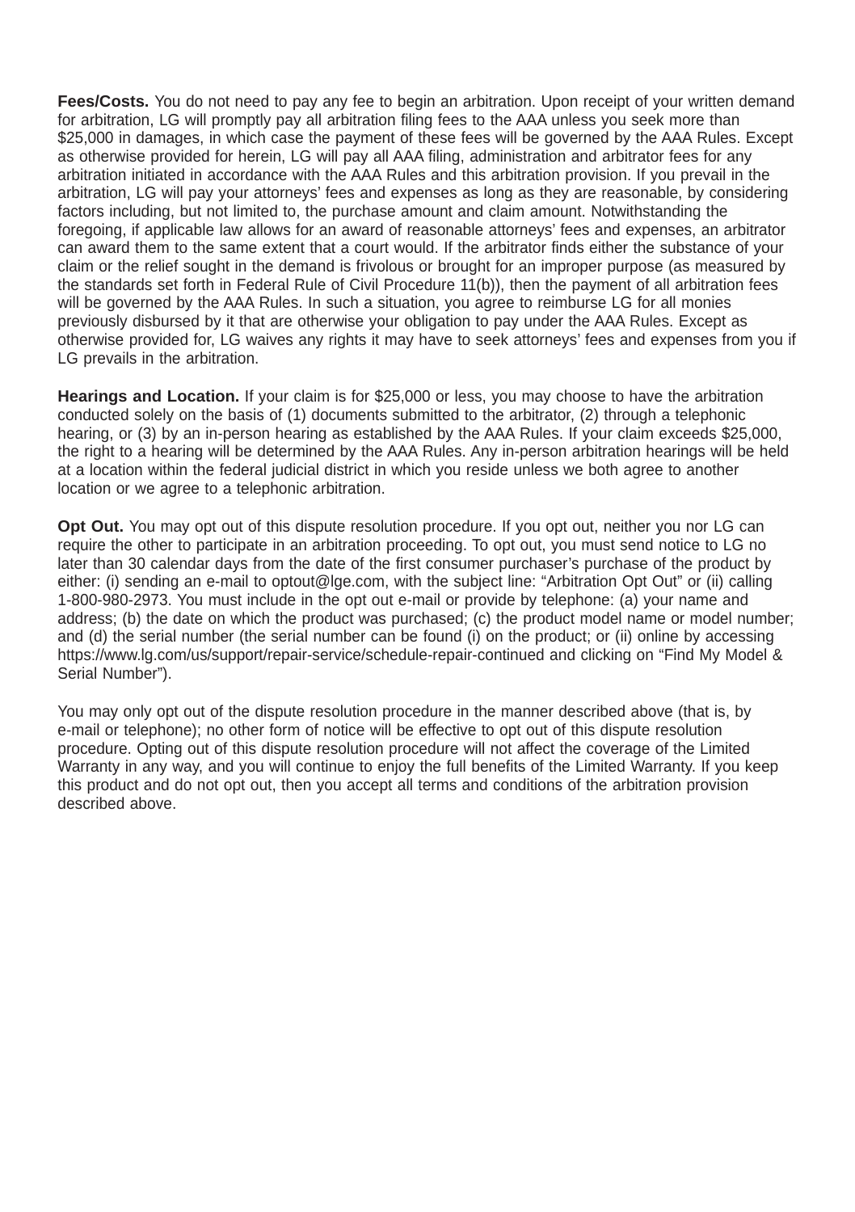**Fees/Costs.** You do not need to pay any fee to begin an arbitration. Upon receipt of your written demand for arbitration, LG will promptly pay all arbitration filing fees to the AAA unless you seek more than $25,000 in damages, in which case the payment of these fees will be governed by the AAA Rules. Except as otherwise provided for herein, LG will pay all AAA filing, administration and arbitrator fees for any arbitration initiated in accordance with the AAA Rules and this arbitration provision. If you prevail in the arbitration, LG will pay your attorneys' fees and expenses as long as they are reasonable, by considering factors including, but not limited to, the purchase amount and claim amount. Notwithstanding the foregoing, if applicable law allows for an award of reasonable attorneys' fees and expenses, an arbitrator can award them to the same extent that a court would. If the arbitrator finds either the substance of your claim or the relief sought in the demand is frivolous or brought for an improper purpose (as measured by the standards set forth in Federal Rule of Civil Procedure 11(b)), then the payment of all arbitration fees will be governed by the AAA Rules. In such a situation, you agree to reimburse LG for all monies previously disbursed by it that are otherwise your obligation to pay under the AAA Rules. Except as otherwise provided for, LG waives any rights it may have to seek attorneys' fees and expenses from you if LG prevails in the arbitration.

**Hearings and Location.** If your claim is for $25,000 or less, you may choose to have the arbitration conducted solely on the basis of (1) documents submitted to the arbitrator, (2) through a telephonic hearing, or (3) by an in-person hearing as established by the AAA Rules. If your claim exceeds $25,000, the right to a hearing will be determined by the AAA Rules. Any in-person arbitration hearings will be held at a location within the federal judicial district in which you reside unless we both agree to another location or we agree to a telephonic arbitration.

**Opt Out.** You may opt out of this dispute resolution procedure. If you opt out, neither you nor LG can require the other to participate in an arbitration proceeding. To opt out, you must send notice to LG no later than 30 calendar days from the date of the first consumer purchaser's purchase of the product by either: (i) sending an e-mail to optout@lge.com, with the subject line: "Arbitration Opt Out" or (ii) calling 1-800-980-2973. You must include in the opt out e-mail or provide by telephone: (a) your name and address; (b) the date on which the product was purchased; (c) the product model name or model number; and (d) the serial number (the serial number can be found (i) on the product; or (ii) online by accessing https://www.lg.com/us/support/repair-service/schedule-repair-continued and clicking on "Find My Model & Serial Number").

You may only opt out of the dispute resolution procedure in the manner described above (that is, by e-mail or telephone); no other form of notice will be effective to opt out of this dispute resolution procedure. Opting out of this dispute resolution procedure will not affect the coverage of the Limited Warranty in any way, and you will continue to enjoy the full benefits of the Limited Warranty. If you keep this product and do not opt out, then you accept all terms and conditions of the arbitration provision described above.